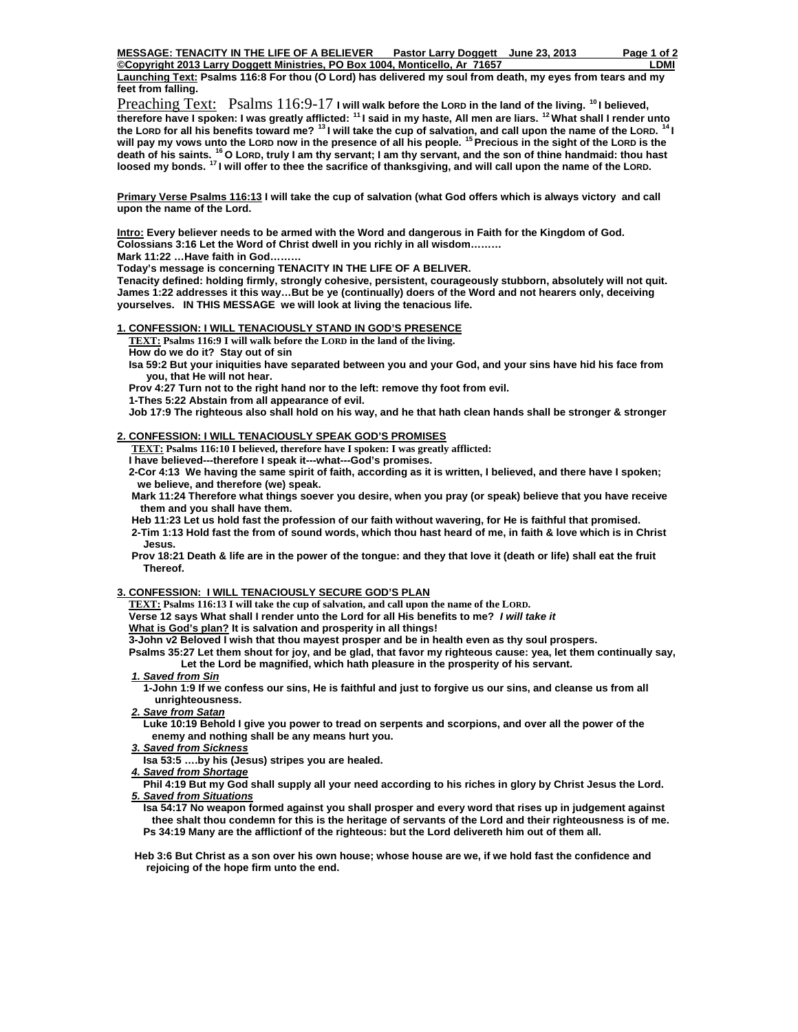**MESSAGE: TENACITY IN THE LIFE OF A BELIEVER Pastor Larry Doggett June 23, 2013**
**©Copyright 2013 Larry Doggett Ministries, PO Box 1004, Monticello, Ar 71657 LDMI**

**Launching Text: Psalms 116:8 For thou (O Lord) has delivered my soul from death, my eyes from tears and my feet from falling.**

Preaching Text: Psalms 116:9-17 **I will walk before the LORD in the land of the living. [10] I believed, therefore have I spoken: I was greatly afflicted: [11] I said in my haste, All men are liars. [12] What shall I render unto the LORD for all his benefits toward me? [13] I will take the cup of salvation, and call upon the name of the LORD. [14] I will pay my vows unto the LORD now in the presence of all his people. [15] Precious in the sight of the LORD is the death of his saints. [16] O LORD, truly I am thy servant; I am thy servant, and the son of thine handmaid: thou hast loosed my bonds. [17] I will offer to thee the sacrifice of thanksgiving, and will call upon the name of the LORD.**

**Primary Verse Psalms 116:13 I will take the cup of salvation (what God offers which is always victory and call upon the name of the Lord.**

**Intro: Every believer needs to be armed with the Word and dangerous in Faith for the Kingdom of God.**
**Colossians 3:16 Let the Word of Christ dwell in you richly in all wisdom………**
**Mark 11:22 …Have faith in God………**
**Today's message is concerning TENACITY IN THE LIFE OF A BELIVER.**
**Tenacity defined: holding firmly, strongly cohesive, persistent, courageously stubborn, absolutely will not quit.**
**James 1:22 addresses it this way…But be ye (continually) doers of the Word and not hearers only, deceiving yourselves. IN THIS MESSAGE we will look at living the tenacious life.**

## 1. CONFESSION: I WILL TENACIOUSLY STAND IN GOD'S PRESENCE

**TEXT: Psalms 116:9 I will walk before the LORD in the land of the living.**
**How do we do it? Stay out of sin**
**Isa 59:2 But your iniquities have separated between you and your God, and your sins have hid his face from you, that He will not hear.**
**Prov 4:27 Turn not to the right hand nor to the left: remove thy foot from evil.**
**1-Thes 5:22 Abstain from all appearance of evil.**
**Job 17:9 The righteous also shall hold on his way, and he that hath clean hands shall be stronger & stronger**

## 2. CONFESSION: I WILL TENACIOUSLY SPEAK GOD'S PROMISES

**TEXT: Psalms 116:10 I believed, therefore have I spoken: I was greatly afflicted:**
**I have believed---therefore I speak it---what---God's promises.**
**2-Cor 4:13 We having the same spirit of faith, according as it is written, I believed, and there have I spoken; we believe, and therefore (we) speak.**
**Mark 11:24 Therefore what things soever you desire, when you pray (or speak) believe that you have receive them and you shall have them.**
**Heb 11:23 Let us hold fast the profession of our faith without wavering, for He is faithful that promised.**
**2-Tim 1:13 Hold fast the from of sound words, which thou hast heard of me, in faith & love which is in Christ Jesus.**
**Prov 18:21 Death & life are in the power of the tongue: and they that love it (death or life) shall eat the fruit Thereof.**

## 3. CONFESSION: I WILL TENACIOUSLY SECURE GOD'S PLAN

**TEXT: Psalms 116:13 I will take the cup of salvation, and call upon the name of the LORD.**
**Verse 12 says What shall I render unto the Lord for all His benefits to me? *I will take it***
**What is God's plan? It is salvation and prosperity in all things!**
**3-John v2 Beloved I wish that thou mayest prosper and be in health even as thy soul prospers.**
**Psalms 35:27 Let them shout for joy, and be glad, that favor my righteous cause: yea, let them continually say, Let the Lord be magnified, which hath pleasure in the prosperity of his servant.**

***1. Saved from Sin***
**1-John 1:9 If we confess our sins, He is faithful and just to forgive us our sins, and cleanse us from all unrighteousness.**

***2. Save from Satan***
**Luke 10:19 Behold I give you power to tread on serpents and scorpions, and over all the power of the enemy and nothing shall be any means hurt you.**

***3. Saved from Sickness***
**Isa 53:5 ….by his (Jesus) stripes you are healed.**

***4. Saved from Shortage***
**Phil 4:19 But my God shall supply all your need according to his riches in glory by Christ Jesus the Lord.**

***5. Saved from Situations***
**Isa 54:17 No weapon formed against you shall prosper and every word that rises up in judgement against thee shalt thou condemn for this is the heritage of servants of the Lord and their righteousness is of me.**
**Ps 34:19 Many are the afflictionf of the righteous: but the Lord delivereth him out of them all.**

**Heb 3:6 But Christ as a son over his own house; whose house are we, if we hold fast the confidence and rejoicing of the hope firm unto the end.**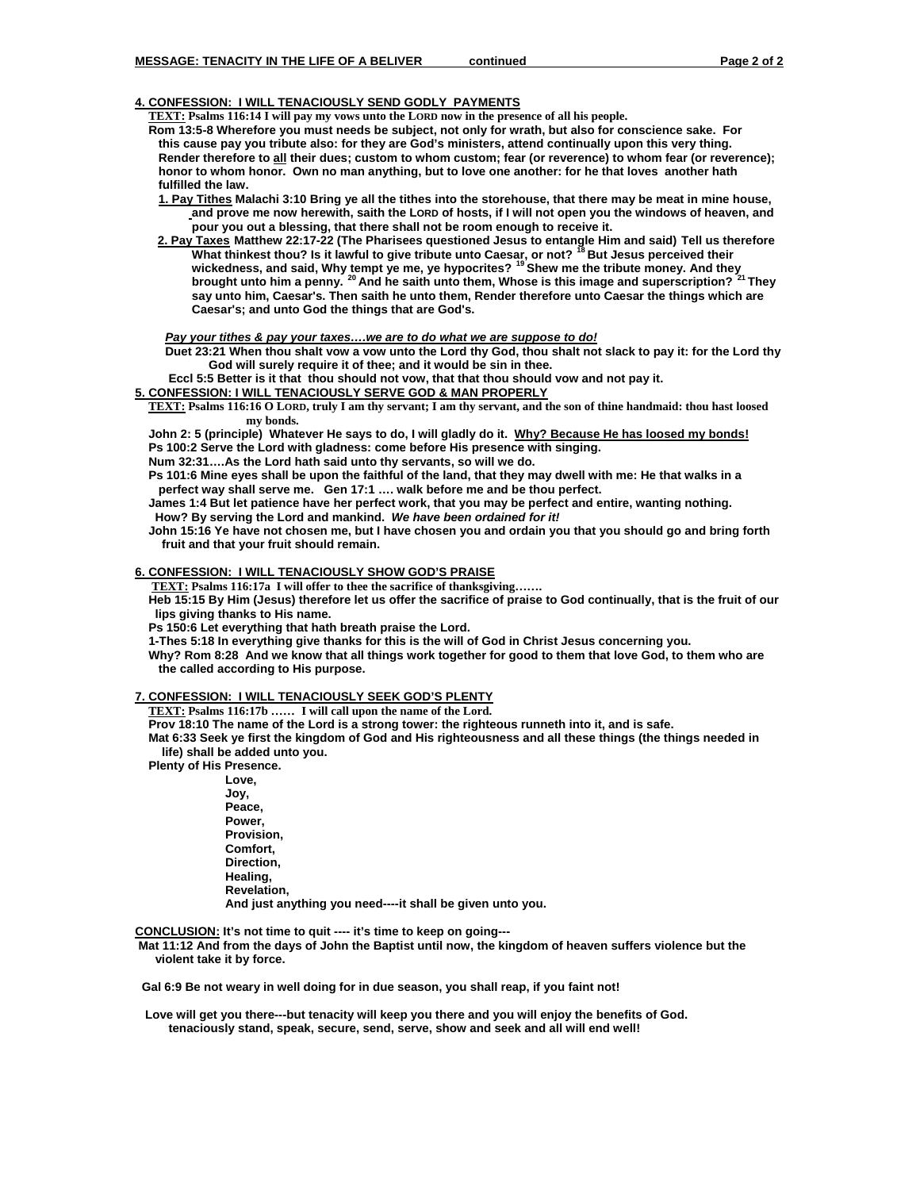**4. CONFESSION: I WILL TENACIOUSLY SEND GODLY PAYMENTS**

**TEXT: Psalms 116:14 I will pay my vows unto the LORD now in the presence of all his people.**

**Rom 13:5-8 Wherefore you must needs be subject, not only for wrath, but also for conscience sake. For this cause pay you tribute also: for they are God's ministers, attend continually upon this very thing. Render therefore to all their dues; custom to whom custom; fear (or reverence) to whom fear (or reverence); honor to whom honor. Own no man anything, but to love one another: for he that loves another hath fulfilled the law.**

1. **Pay Tithes Malachi 3:10 Bring ye all the tithes into the storehouse, that there may be meat in mine house, and prove me now herewith, saith the LORD of hosts, if I will not open you the windows of heaven, and pour you out a blessing, that there shall not be room enough to receive it.**
2. **Pay Taxes Matthew 22:17-22 (The Pharisees questioned Jesus to entangle Him and said) Tell us therefore What thinkest thou? Is it lawful to give tribute unto Caesar, or not? [18] But Jesus perceived their wickedness, and said, Why tempt ye me, ye hypocrites? [19] Shew me the tribute money. And they brought unto him a penny. [20] And he saith unto them, Whose is this image and superscription? [21] They say unto him, Caesar's. Then saith he unto them, Render therefore unto Caesar the things which are Caesar's; and unto God the things that are God's.**

***Pay your tithes & pay your taxes….we are to do what we are suppose to do!***

**Duet 23:21 When thou shalt vow a vow unto the Lord thy God, thou shalt not slack to pay it: for the Lord thy God will surely require it of thee; and it would be sin in thee.**

**Eccl 5:5 Better is it that thou should not vow, that that thou should vow and not pay it.**

**5. CONFESSION: I WILL TENACIOUSLY SERVE GOD & MAN PROPERLY**

**TEXT: Psalms 116:16 O LORD, truly I am thy servant; I am thy servant, and the son of thine handmaid: thou hast loosed my bonds.**

**John 2: 5 (principle) Whatever He says to do, I will gladly do it. Why? Because He has loosed my bonds!**

**Ps 100:2 Serve the Lord with gladness: come before His presence with singing.**

**Num 32:31….As the Lord hath said unto thy servants, so will we do.**

**Ps 101:6 Mine eyes shall be upon the faithful of the land, that they may dwell with me: He that walks in a perfect way shall serve me. Gen 17:1 …. walk before me and be thou perfect.**

**James 1:4 But let patience have her perfect work, that you may be perfect and entire, wanting nothing. How? By serving the Lord and mankind. *We have been ordained for it!***

**John 15:16 Ye have not chosen me, but I have chosen you and ordain you that you should go and bring forth fruit and that your fruit should remain.**

**6. CONFESSION: I WILL TENACIOUSLY SHOW GOD'S PRAISE**

**TEXT: Psalms 116:17a I will offer to thee the sacrifice of thanksgiving…….**

**Heb 15:15 By Him (Jesus) therefore let us offer the sacrifice of praise to God continually, that is the fruit of our lips giving thanks to His name.**

**Ps 150:6 Let everything that hath breath praise the Lord.**

**1-Thes 5:18 In everything give thanks for this is the will of God in Christ Jesus concerning you.**

**Why? Rom 8:28 And we know that all things work together for good to them that love God, to them who are the called according to His purpose.**

**7. CONFESSION: I WILL TENACIOUSLY SEEK GOD'S PLENTY**

**TEXT: Psalms 116:17b …… I will call upon the name of the Lord.**

**Prov 18:10 The name of the Lord is a strong tower: the righteous runneth into it, and is safe.**

**Mat 6:33 Seek ye first the kingdom of God and His righteousness and all these things (the things needed in life) shall be added unto you.**

**Plenty of His Presence.**

**Love,**
**Joy,**
**Peace,**
**Power,**
**Provision,**
**Comfort,**
**Direction,**
**Healing,**
**Revelation,**
**And just anything you need----it shall be given unto you.**

**CONCLUSION: It's not time to quit ---- it's time to keep on going---**

**Mat 11:12 And from the days of John the Baptist until now, the kingdom of heaven suffers violence but the violent take it by force.**

**Gal 6:9 Be not weary in well doing for in due season, you shall reap, if you faint not!**

**Love will get you there---but tenacity will keep you there and you will enjoy the benefits of God. tenaciously stand, speak, secure, send, serve, show and seek and all will end well!**